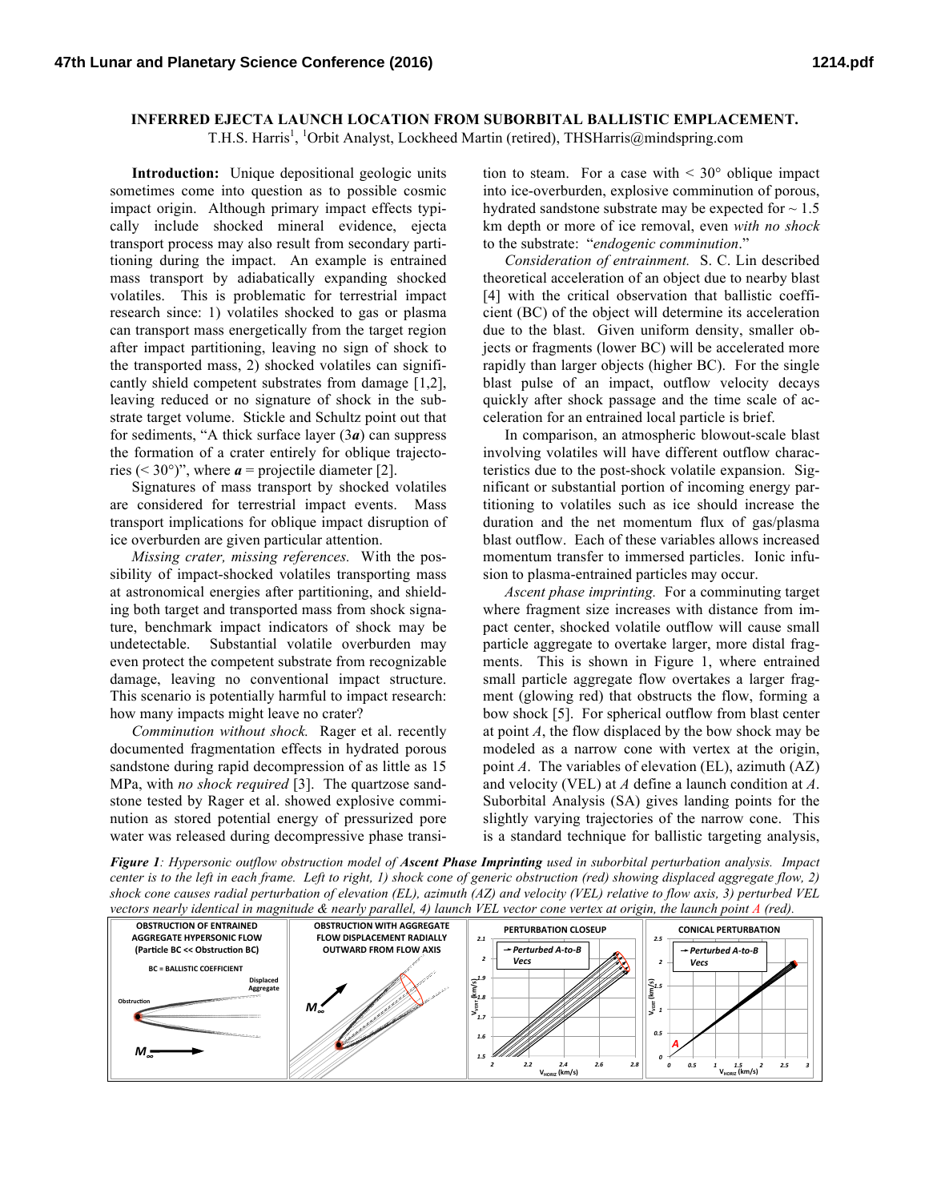# INFERRED EJECTA LAUNCH LOCATION FROM SUBORBITAL BALLISTIC EMPLACEMENT.

T.H.S. Harris[1], [1]Orbit Analyst, Lockheed Martin (retired), THSHarris@mindspring.com

**Introduction:** Unique depositional geologic units sometimes come into question as to possible cosmic impact origin. Although primary impact effects typically include shocked mineral evidence, ejecta transport process may also result from secondary partitioning during the impact. An example is entrained mass transport by adiabatically expanding shocked volatiles. This is problematic for terrestrial impact research since: 1) volatiles shocked to gas or plasma can transport mass energetically from the target region after impact partitioning, leaving no sign of shock to the transported mass, 2) shocked volatiles can significantly shield competent substrates from damage [1,2], leaving reduced or no signature of shock in the substrate target volume. Stickle and Schultz point out that for sediments, "A thick surface layer (3***a***) can suppress the formation of a crater entirely for oblique trajectories (< 30°)", where ***a*** = projectile diameter [2].

Signatures of mass transport by shocked volatiles are considered for terrestrial impact events. Mass transport implications for oblique impact disruption of ice overburden are given particular attention.

*Missing crater, missing references.* With the possibility of impact-shocked volatiles transporting mass at astronomical energies after partitioning, and shielding both target and transported mass from shock signature, benchmark impact indicators of shock may be undetectable. Substantial volatile overburden may even protect the competent substrate from recognizable damage, leaving no conventional impact structure. This scenario is potentially harmful to impact research: how many impacts might leave no crater?

*Comminution without shock.* Rager et al. recently documented fragmentation effects in hydrated porous sandstone during rapid decompression of as little as 15 MPa, with *no shock required* [3]. The quartzose sandstone tested by Rager et al. showed explosive comminution as stored potential energy of pressurized pore water was released during decompressive phase transition to steam. For a case with < 30° oblique impact into ice-overburden, explosive comminution of porous, hydrated sandstone substrate may be expected for ~ 1.5 km depth or more of ice removal, even *with no shock* to the substrate: "*endogenic comminution*."

*Consideration of entrainment.* S. C. Lin described theoretical acceleration of an object due to nearby blast [4] with the critical observation that ballistic coefficient (BC) of the object will determine its acceleration due to the blast. Given uniform density, smaller objects or fragments (lower BC) will be accelerated more rapidly than larger objects (higher BC). For the single blast pulse of an impact, outflow velocity decays quickly after shock passage and the time scale of acceleration for an entrained local particle is brief.

In comparison, an atmospheric blowout-scale blast involving volatiles will have different outflow characteristics due to the post-shock volatile expansion. Significant or substantial portion of incoming energy partitioning to volatiles such as ice should increase the duration and the net momentum flux of gas/plasma blast outflow. Each of these variables allows increased momentum transfer to immersed particles. Ionic infusion to plasma-entrained particles may occur.

*Ascent phase imprinting.* For a comminuting target where fragment size increases with distance from impact center, shocked volatile outflow will cause small particle aggregate to overtake larger, more distal fragments. This is shown in Figure 1, where entrained small particle aggregate flow overtakes a larger fragment (glowing red) that obstructs the flow, forming a bow shock [5]. For spherical outflow from blast center at point *A*, the flow displaced by the bow shock may be modeled as a narrow cone with vertex at the origin, point *A*. The variables of elevation (EL), azimuth (AZ) and velocity (VEL) at *A* define a launch condition at *A*. Suborbital Analysis (SA) gives landing points for the slightly varying trajectories of the narrow cone. This is a standard technique for ballistic targeting analysis,

***Figure 1****: Hypersonic outflow obstruction model of* ***Ascent Phase Imprinting*** *used in suborbital perturbation analysis. Impact center is to the left in each frame. Left to right, 1) shock cone of generic obstruction (red) showing displaced aggregate flow, 2) shock cone causes radial perturbation of elevation (EL), azimuth (AZ) and velocity (VEL) relative to flow axis, 3) perturbed VEL vectors nearly identical in magnitude & nearly parallel, 4) launch VEL vector cone vertex at origin, the launch point A (red).*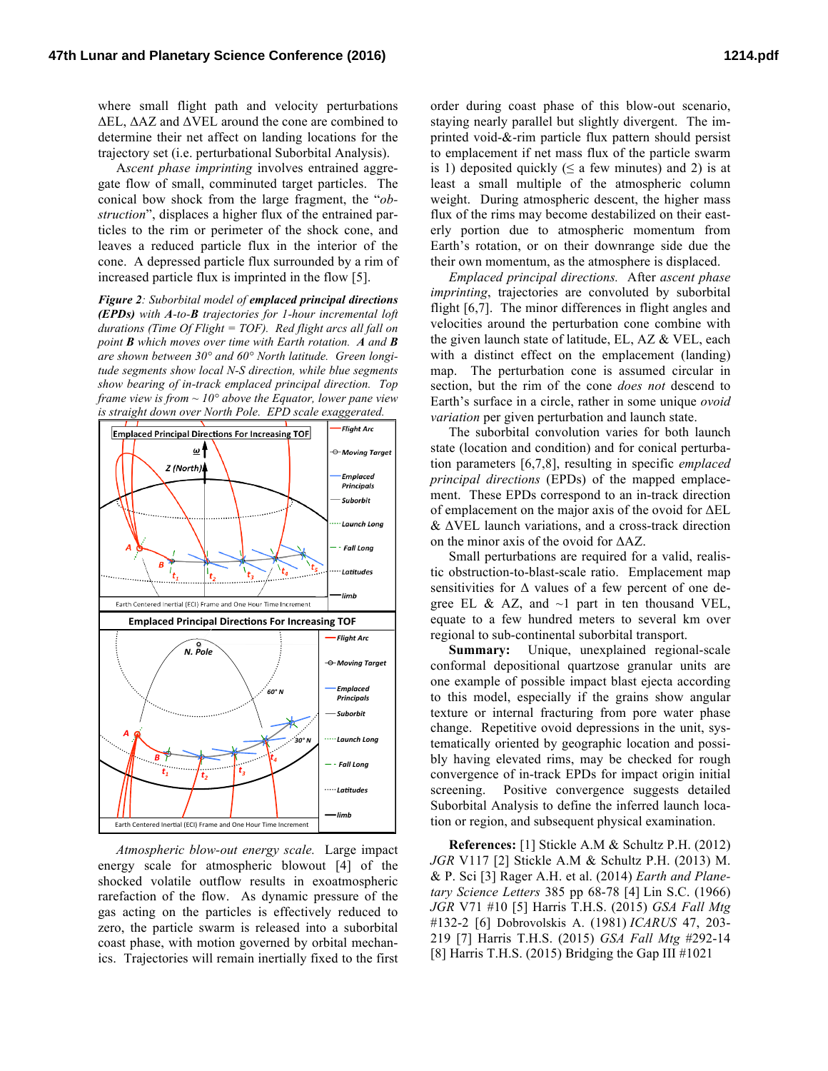where small flight path and velocity perturbations ΔEL, ΔAZ and ΔVEL around the cone are combined to determine their net affect on landing locations for the trajectory set (i.e. perturbational Suborbital Analysis).

A*scent phase imprinting* involves entrained aggregate flow of small, comminuted target particles. The conical bow shock from the large fragment, the "*obstruction*", displaces a higher flux of the entrained particles to the rim or perimeter of the shock cone, and leaves a reduced particle flux in the interior of the cone. A depressed particle flux surrounded by a rim of increased particle flux is imprinted in the flow [5].

***Figure 2****: Suborbital model of* ***emplaced principal directions (EPDs)*** *with* ***A****-to-****B*** *trajectories for 1-hour incremental loft durations (Time Of Flight = TOF). Red flight arcs all fall on point* ***B*** *which moves over time with Earth rotation.* ***A*** *and* ***B*** *are shown between 30° and 60° North latitude. Green longitude segments show local N-S direction, while blue segments show bearing of in-track emplaced principal direction. Top frame view is from ~ 10° above the Equator, lower pane view is straight down over North Pole. EPD scale exaggerated.*

Emplaced Principal Directions For Increasing TOF
ω
Z (North)
A
B
$t_1$ $t_2$ $t_3$ $t_4$ $t_5$
Flight Arc
Moving Target
Emplaced Principals
Suborbit
Launch Long
Fall Long
Latitudes
limb
Earth Centered Inertial (ECI) Frame and One Hour Time Increment

Emplaced Principal Directions For Increasing TOF
N. Pole
60° N
30° N
A
B
$t_1$ $t_2$ $t_3$ $t_4$
Flight Arc
Moving Target
Emplaced Principals
Suborbit
Launch Long
Fall Long
Latitudes
limb
Earth Centered Inertial (ECI) Frame and One Hour Time Increment

*Atmospheric blow-out energy scale.* Large impact energy scale for atmospheric blowout [4] of the shocked volatile outflow results in exoatmospheric rarefaction of the flow. As dynamic pressure of the gas acting on the particles is effectively reduced to zero, the particle swarm is released into a suborbital coast phase, with motion governed by orbital mechanics. Trajectories will remain inertially fixed to the first order during coast phase of this blow-out scenario, staying nearly parallel but slightly divergent. The imprinted void-&-rim particle flux pattern should persist to emplacement if net mass flux of the particle swarm is 1) deposited quickly (≤ a few minutes) and 2) is at least a small multiple of the atmospheric column weight. During atmospheric descent, the higher mass flux of the rims may become destabilized on their easterly portion due to atmospheric momentum from Earth's rotation, or on their downrange side due the their own momentum, as the atmosphere is displaced.

*Emplaced principal directions.* After *ascent phase imprinting*, trajectories are convoluted by suborbital flight [6,7]. The minor differences in flight angles and velocities around the perturbation cone combine with the given launch state of latitude, EL, AZ & VEL, each with a distinct effect on the emplacement (landing) map. The perturbation cone is assumed circular in section, but the rim of the cone *does not* descend to Earth's surface in a circle, rather in some unique *ovoid variation* per given perturbation and launch state.

The suborbital convolution varies for both launch state (location and condition) and for conical perturbation parameters [6,7,8], resulting in specific *emplaced principal directions* (EPDs) of the mapped emplacement. These EPDs correspond to an in-track direction of emplacement on the major axis of the ovoid for ΔEL & ΔVEL launch variations, and a cross-track direction on the minor axis of the ovoid for ΔAZ.

Small perturbations are required for a valid, realistic obstruction-to-blast-scale ratio. Emplacement map sensitivities for Δ values of a few percent of one degree EL & AZ, and ~1 part in ten thousand VEL, equate to a few hundred meters to several km over regional to sub-continental suborbital transport.

**Summary:** Unique, unexplained regional-scale conformal depositional quartzose granular units are one example of possible impact blast ejecta according to this model, especially if the grains show angular texture or internal fracturing from pore water phase change. Repetitive ovoid depressions in the unit, systematically oriented by geographic location and possibly having elevated rims, may be checked for rough convergence of in-track EPDs for impact origin initial screening. Positive convergence suggests detailed Suborbital Analysis to define the inferred launch location or region, and subsequent physical examination.

**References:** [1] Stickle A.M & Schultz P.H. (2012) *JGR* V117 [2] Stickle A.M & Schultz P.H. (2013) M. & P. Sci [3] Rager A.H. et al. (2014) *Earth and Planetary Science Letters* 385 pp 68-78 [4] Lin S.C. (1966) *JGR* V71 #10 [5] Harris T.H.S. (2015) *GSA Fall Mtg* #132-2 [6] Dobrovolskis A. (1981) *ICARUS* 47, 203-219 [7] Harris T.H.S. (2015) *GSA Fall Mtg* #292-14 [8] Harris T.H.S. (2015) Bridging the Gap III #1021